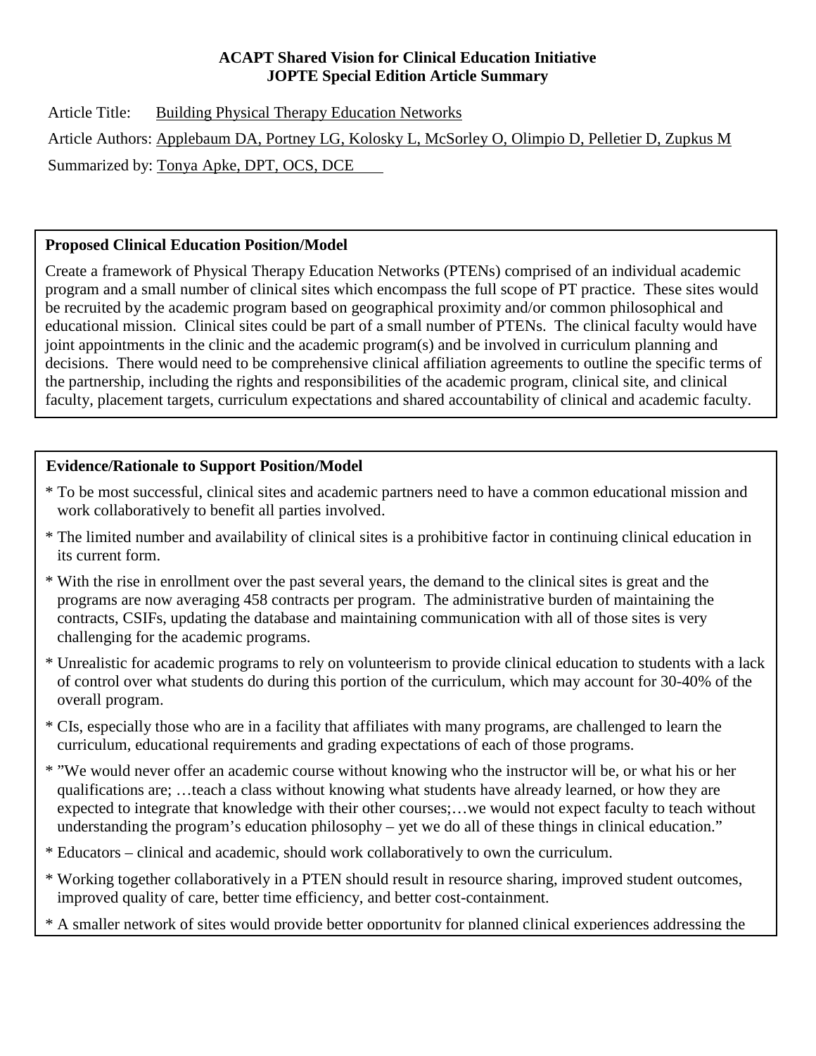**ACAPT Shared Vision for Clinical Education Initiative**
**JOPTE Special Edition Article Summary**

Article Title: Building Physical Therapy Education Networks

Article Authors: Applebaum DA, Portney LG, Kolosky L, McSorley O, Olimpio D, Pelletier D, Zupkus M

Summarized by: Tonya Apke, DPT, OCS, DCE

**Proposed Clinical Education Position/Model**

Create a framework of Physical Therapy Education Networks (PTENs) comprised of an individual academic program and a small number of clinical sites which encompass the full scope of PT practice. These sites would be recruited by the academic program based on geographical proximity and/or common philosophical and educational mission. Clinical sites could be part of a small number of PTENs. The clinical faculty would have joint appointments in the clinic and the academic program(s) and be involved in curriculum planning and decisions. There would need to be comprehensive clinical affiliation agreements to outline the specific terms of the partnership, including the rights and responsibilities of the academic program, clinical site, and clinical faculty, placement targets, curriculum expectations and shared accountability of clinical and academic faculty.

**Evidence/Rationale to Support Position/Model**

* To be most successful, clinical sites and academic partners need to have a common educational mission and work collaboratively to benefit all parties involved.
* The limited number and availability of clinical sites is a prohibitive factor in continuing clinical education in its current form.
* With the rise in enrollment over the past several years, the demand to the clinical sites is great and the programs are now averaging 458 contracts per program. The administrative burden of maintaining the contracts, CSIFs, updating the database and maintaining communication with all of those sites is very challenging for the academic programs.
* Unrealistic for academic programs to rely on volunteerism to provide clinical education to students with a lack of control over what students do during this portion of the curriculum, which may account for 30-40% of the overall program.
* CIs, especially those who are in a facility that affiliates with many programs, are challenged to learn the curriculum, educational requirements and grading expectations of each of those programs.
* "We would never offer an academic course without knowing who the instructor will be, or what his or her qualifications are; …teach a class without knowing what students have already learned, or how they are expected to integrate that knowledge with their other courses;…we would not expect faculty to teach without understanding the program's education philosophy – yet we do all of these things in clinical education."
* Educators – clinical and academic, should work collaboratively to own the curriculum.
* Working together collaboratively in a PTEN should result in resource sharing, improved student outcomes, improved quality of care, better time efficiency, and better cost-containment.
* A smaller network of sites would provide better opportunity for planned clinical experiences addressing the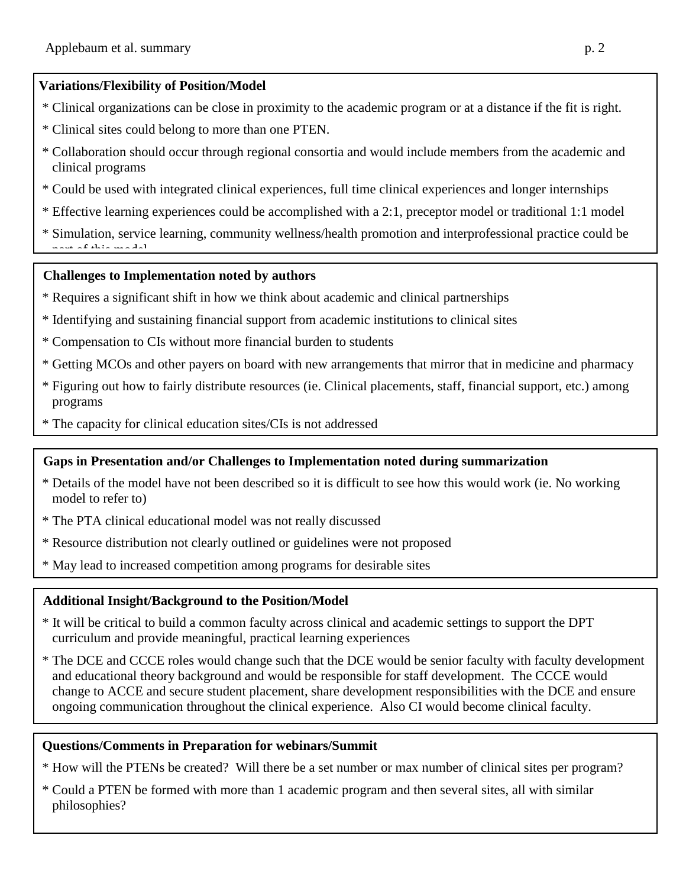**Variations/Flexibility of Position/Model**

* Clinical organizations can be close in proximity to the academic program or at a distance if the fit is right.
* Clinical sites could belong to more than one PTEN.
* Collaboration should occur through regional consortia and would include members from the academic and clinical programs
* Could be used with integrated clinical experiences, full time clinical experiences and longer internships
* Effective learning experiences could be accomplished with a 2:1, preceptor model or traditional 1:1 model
* Simulation, service learning, community wellness/health promotion and interprofessional practice could be part of this model

**Challenges to Implementation noted by authors**

* Requires a significant shift in how we think about academic and clinical partnerships
* Identifying and sustaining financial support from academic institutions to clinical sites
* Compensation to CIs without more financial burden to students
* Getting MCOs and other payers on board with new arrangements that mirror that in medicine and pharmacy
* Figuring out how to fairly distribute resources (ie. Clinical placements, staff, financial support, etc.) among programs
* The capacity for clinical education sites/CIs is not addressed

**Gaps in Presentation and/or Challenges to Implementation noted during summarization**

* Details of the model have not been described so it is difficult to see how this would work (ie. No working model to refer to)
* The PTA clinical educational model was not really discussed
* Resource distribution not clearly outlined or guidelines were not proposed
* May lead to increased competition among programs for desirable sites

**Additional Insight/Background to the Position/Model**

* It will be critical to build a common faculty across clinical and academic settings to support the DPT curriculum and provide meaningful, practical learning experiences
* The DCE and CCCE roles would change such that the DCE would be senior faculty with faculty development and educational theory background and would be responsible for staff development. The CCCE would change to ACCE and secure student placement, share development responsibilities with the DCE and ensure ongoing communication throughout the clinical experience. Also CI would become clinical faculty.

**Questions/Comments in Preparation for webinars/Summit**

* How will the PTENs be created? Will there be a set number or max number of clinical sites per program?
* Could a PTEN be formed with more than 1 academic program and then several sites, all with similar philosophies?